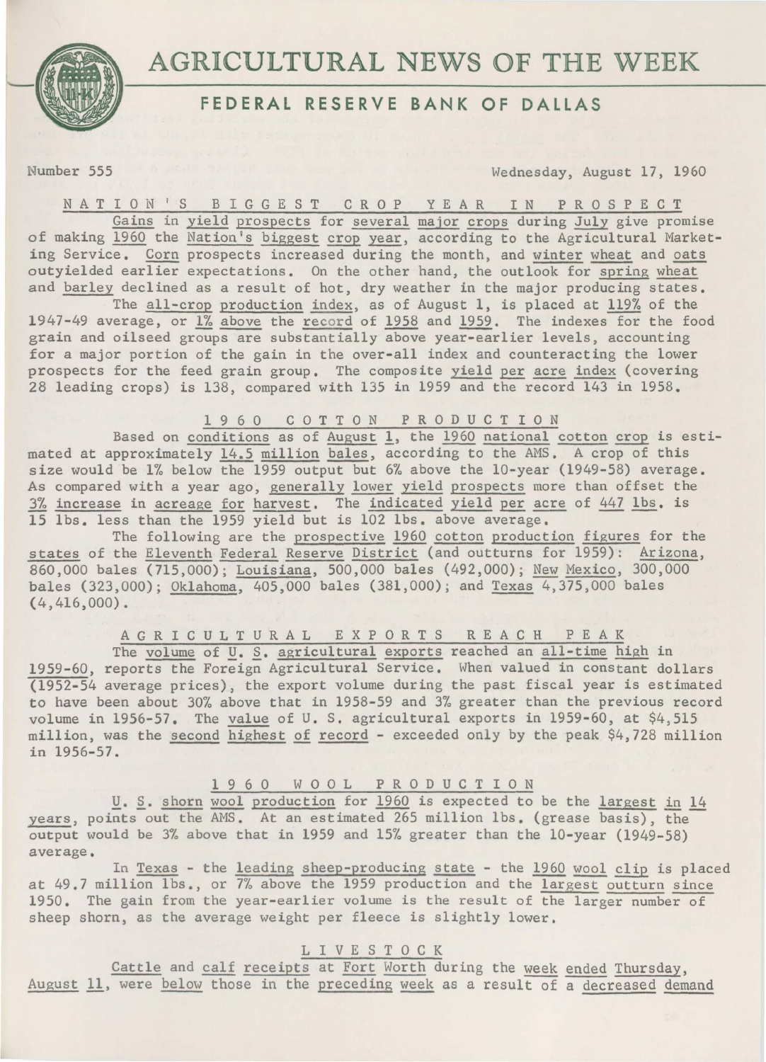# AGRICULTURAL NEWS OF THE WEEK

## FEDERAL RESERVE BANK OF DALLAS

Number 555 Wednesday, August 17, 1960

### NATION'S BIGGEST CROP YEAR IN PROSPECT

Gains in yield prospects for several major crops during July give promise of making 1960 the Nation's biggest crop year, according to the Agricultural Marketing Service. Corn prospects increased during the month, and winter wheat and oats outyielded earlier expectations. On the other hand, the outlook for spring wheat and barley declined as a result of hot, dry weather in the major producing states.

The all-crop production index, as of August 1, is placed at 119% of the 1947-49 average, or 1% above the record of 1958 and 1959. The indexes for the food grain and oilseed groups are substantially above year-earlier levels, accounting for a major portion of the gain in the over-all index and counteracting the lower prospects for the feed grain group. The composite yield per acre index (covering 28 leading crops) is 138, compared with 135 in 1959 and the record 143 in 1958.

### 1960 COTTON PRODUCTION

Based on conditions as of August 1, the 1960 national cotton crop is estimated at approximately 14.5 million bales, according to the AMS. A crop of this size would be 1% below the 1959 output but 6% above the 10-year (1949-58) average. As compared with a year ago, generally lower yield prospects more than offset the 3% increase in acreage for harvest. The indicated yield per acre of 447 lbs. is 15 lbs. less than the 1959 yield but is 102 lbs. above average.

The following are the prospective 1960 cotton production figures for the states of the Eleventh Federal Reserve District (and outturns for 1959): Arizona, 860,000 bales (715,000); Louisiana, 500,000 bales (492,000); New Mexico, 300,000 bales (323,000); Oklahoma, 405,000 bales (381,000); and Texas 4,375,000 bales (4,416,000).

### AGRICULTURAL EXPORTS REACH PEAK

The volume of U. S. agricultural exports reached an all-time high in 1959-60, reports the Foreign Agricultural Service. When valued in constant dollars (1952-54 average prices), the export volume during the past fiscal year is estimated to have been about 30% above that in 1958-59 and 3% greater than the previous record volume in 1956-57. The value of U. S. agricultural exports in 1959-60, at $4,515 million, was the second highest of record - exceeded only by the peak $4,728 million in 1956-57.

### 1960 WOOL PRODUCTION

U. S. shorn wool production for 1960 is expected to be the largest in 14 years, points out the AMS. At an estimated 265 million lbs. (grease basis), the output would be 3% above that in 1959 and 15% greater than the 10-year (1949-58) average.

In Texas - the leading sheep-producing state - the 1960 wool clip is placed at 49.7 million lbs., or 7% above the 1959 production and the largest outturn since 1950. The gain from the year-earlier volume is the result of the larger number of sheep shorn, as the average weight per fleece is slightly lower.

### LIVESTOCK

Cattle and calf receipts at Fort Worth during the week ended Thursday, August 11, were below those in the preceding week as a result of a decreased demand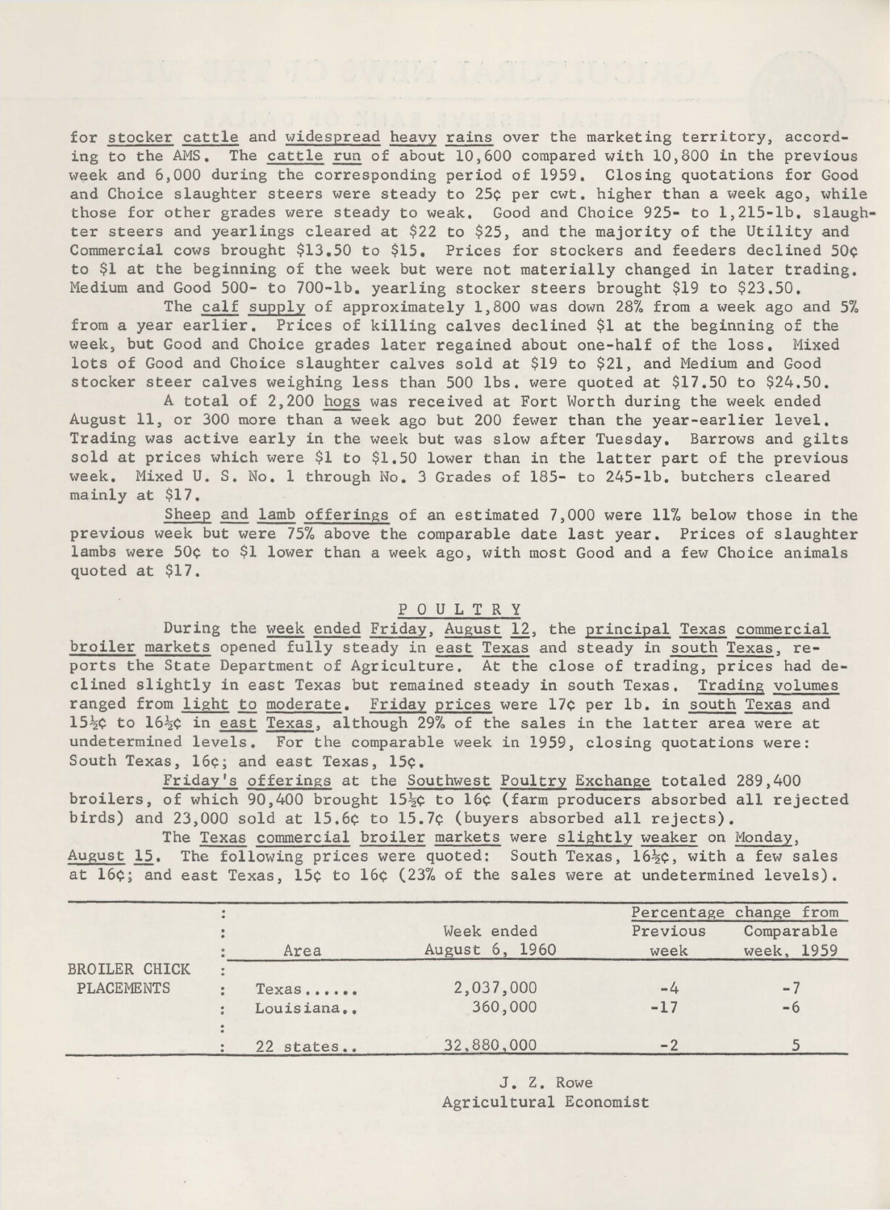for stocker cattle and widespread heavy rains over the marketing territory, according to the AMS. The cattle run of about 10,600 compared with 10,800 in the previous week and 6,000 during the corresponding period of 1959. Closing quotations for Good and Choice slaughter steers were steady to 25¢ per cwt. higher than a week ago, while those for other grades were steady to weak. Good and Choice 925- to 1,215-lb. slaughter steers and yearlings cleared at $22 to $25, and the majority of the Utility and Commercial cows brought $13.50 to $15. Prices for stockers and feeders declined 50¢ to $1 at the beginning of the week but were not materially changed in later trading. Medium and Good 500- to 700-lb. yearling stocker steers brought $19 to $23.50.

The calf supply of approximately 1,800 was down 28% from a week ago and 5% from a year earlier. Prices of killing calves declined $1 at the beginning of the week, but Good and Choice grades later regained about one-half of the loss. Mixed lots of Good and Choice slaughter calves sold at $19 to $21, and Medium and Good stocker steer calves weighing less than 500 lbs. were quoted at $17.50 to $24.50.

A total of 2,200 hogs was received at Fort Worth during the week ended August 11, or 300 more than a week ago but 200 fewer than the year-earlier level. Trading was active early in the week but was slow after Tuesday. Barrows and gilts sold at prices which were $1 to $1.50 lower than in the latter part of the previous week. Mixed U. S. No. 1 through No. 3 Grades of 185- to 245-lb. butchers cleared mainly at $17.

Sheep and lamb offerings of an estimated 7,000 were 11% below those in the previous week but were 75% above the comparable date last year. Prices of slaughter lambs were 50¢ to $1 lower than a week ago, with most Good and a few Choice animals quoted at $17.

## POULTRY

During the week ended Friday, August 12, the principal Texas commercial broiler markets opened fully steady in east Texas and steady in south Texas, reports the State Department of Agriculture. At the close of trading, prices had declined slightly in east Texas but remained steady in south Texas. Trading volumes ranged from light to moderate. Friday prices were 17¢ per lb. in south Texas and 15½¢ to 16½¢ in east Texas, although 29% of the sales in the latter area were at undetermined levels. For the comparable week in 1959, closing quotations were: South Texas, 16¢; and east Texas, 15¢.

Friday's offerings at the Southwest Poultry Exchange totaled 289,400 broilers, of which 90,400 brought 15½¢ to 16¢ (farm producers absorbed all rejected birds) and 23,000 sold at 15.6¢ to 15.7¢ (buyers absorbed all rejects).

The Texas commercial broiler markets were slightly weaker on Monday, August 15. The following prices were quoted: South Texas, 16½¢, with a few sales at 16¢; and east Texas, 15¢ to 16¢ (23% of the sales were at undetermined levels).

| | | | Percentage change from | |
|---|---|---|---|---|
| | Area | Week ended August 6, 1960 | Previous week | Comparable week, 1959 |
| BROILER CHICK PLACEMENTS | Texas...... | 2,037,000 | -4 | -7 |
| | Louisiana.. | 360,000 | -17 | -6 |
| | 22 states.. | 32,880,000 | -2 | 5 |

J. Z. Rowe
Agricultural Economist